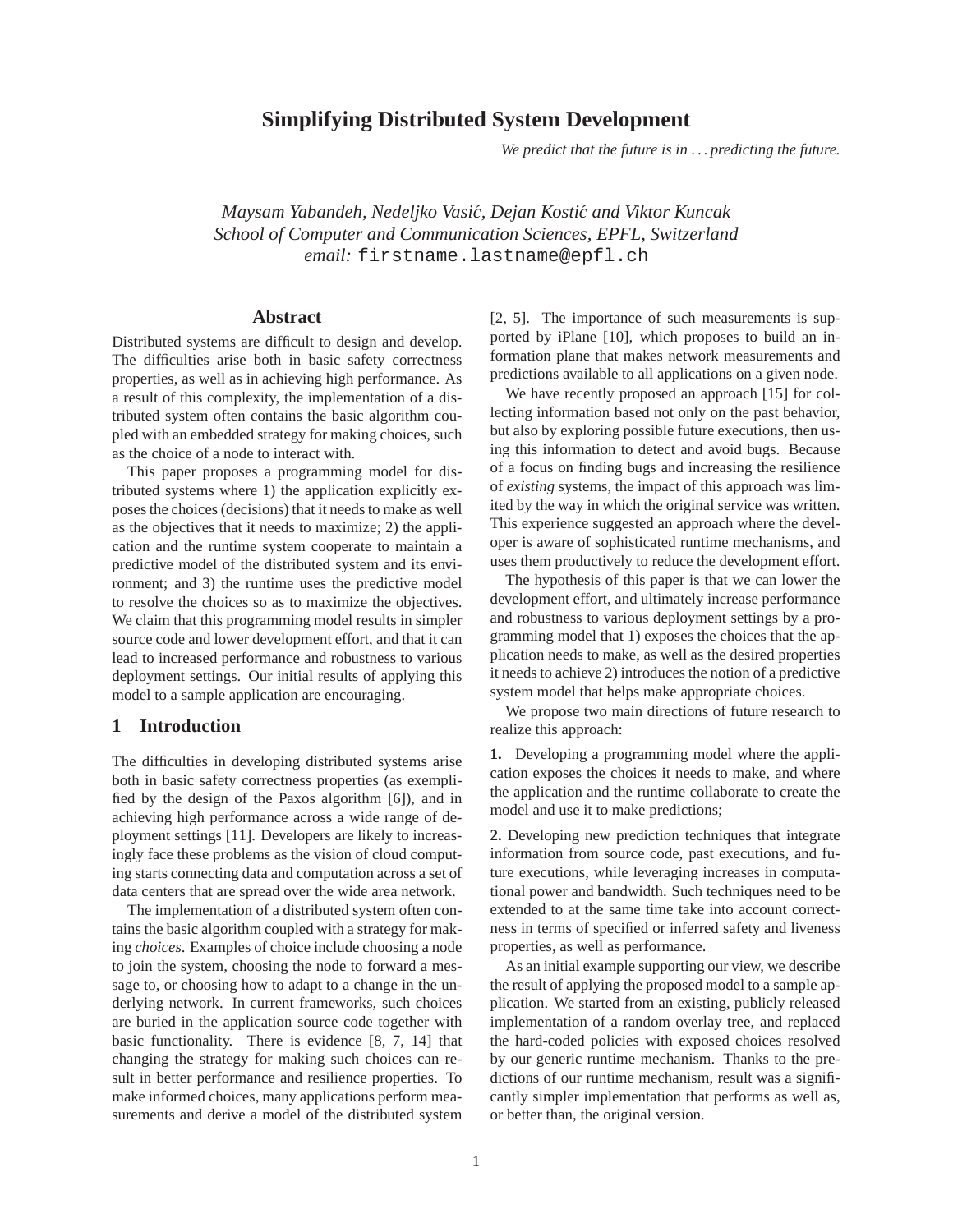# Simplifying Distributed System Development

*We predict that the future is in . . . predicting the future.*

*Maysam Yabandeh, Nedeljko Vasić, Dejan Kostić and Viktor Kuncak*
*School of Computer and Communication Sciences, EPFL, Switzerland*
*email:* `firstname.lastname@epfl.ch`

## Abstract

Distributed systems are difficult to design and develop. The difficulties arise both in basic safety correctness properties, as well as in achieving high performance. As a result of this complexity, the implementation of a distributed system often contains the basic algorithm coupled with an embedded strategy for making choices, such as the choice of a node to interact with.

This paper proposes a programming model for distributed systems where 1) the application explicitly exposes the choices (decisions) that it needs to make as well as the objectives that it needs to maximize; 2) the application and the runtime system cooperate to maintain a predictive model of the distributed system and its environment; and 3) the runtime uses the predictive model to resolve the choices so as to maximize the objectives. We claim that this programming model results in simpler source code and lower development effort, and that it can lead to increased performance and robustness to various deployment settings. Our initial results of applying this model to a sample application are encouraging.

## 1 Introduction

The difficulties in developing distributed systems arise both in basic safety correctness properties (as exemplified by the design of the Paxos algorithm [6]), and in achieving high performance across a wide range of deployment settings [11]. Developers are likely to increasingly face these problems as the vision of cloud computing starts connecting data and computation across a set of data centers that are spread over the wide area network.

The implementation of a distributed system often contains the basic algorithm coupled with a strategy for making *choices*. Examples of choice include choosing a node to join the system, choosing the node to forward a message to, or choosing how to adapt to a change in the underlying network. In current frameworks, such choices are buried in the application source code together with basic functionality. There is evidence [8, 7, 14] that changing the strategy for making such choices can result in better performance and resilience properties. To make informed choices, many applications perform measurements and derive a model of the distributed system [2, 5]. The importance of such measurements is supported by iPlane [10], which proposes to build an information plane that makes network measurements and predictions available to all applications on a given node.

We have recently proposed an approach [15] for collecting information based not only on the past behavior, but also by exploring possible future executions, then using this information to detect and avoid bugs. Because of a focus on finding bugs and increasing the resilience of *existing* systems, the impact of this approach was limited by the way in which the original service was written. This experience suggested an approach where the developer is aware of sophisticated runtime mechanisms, and uses them productively to reduce the development effort.

The hypothesis of this paper is that we can lower the development effort, and ultimately increase performance and robustness to various deployment settings by a programming model that 1) exposes the choices that the application needs to make, as well as the desired properties it needs to achieve 2) introduces the notion of a predictive system model that helps make appropriate choices.

We propose two main directions of future research to realize this approach:

**1.** Developing a programming model where the application exposes the choices it needs to make, and where the application and the runtime collaborate to create the model and use it to make predictions;

**2.** Developing new prediction techniques that integrate information from source code, past executions, and future executions, while leveraging increases in computational power and bandwidth. Such techniques need to be extended to at the same time take into account correctness in terms of specified or inferred safety and liveness properties, as well as performance.

As an initial example supporting our view, we describe the result of applying the proposed model to a sample application. We started from an existing, publicly released implementation of a random overlay tree, and replaced the hard-coded policies with exposed choices resolved by our generic runtime mechanism. Thanks to the predictions of our runtime mechanism, result was a significantly simpler implementation that performs as well as, or better than, the original version.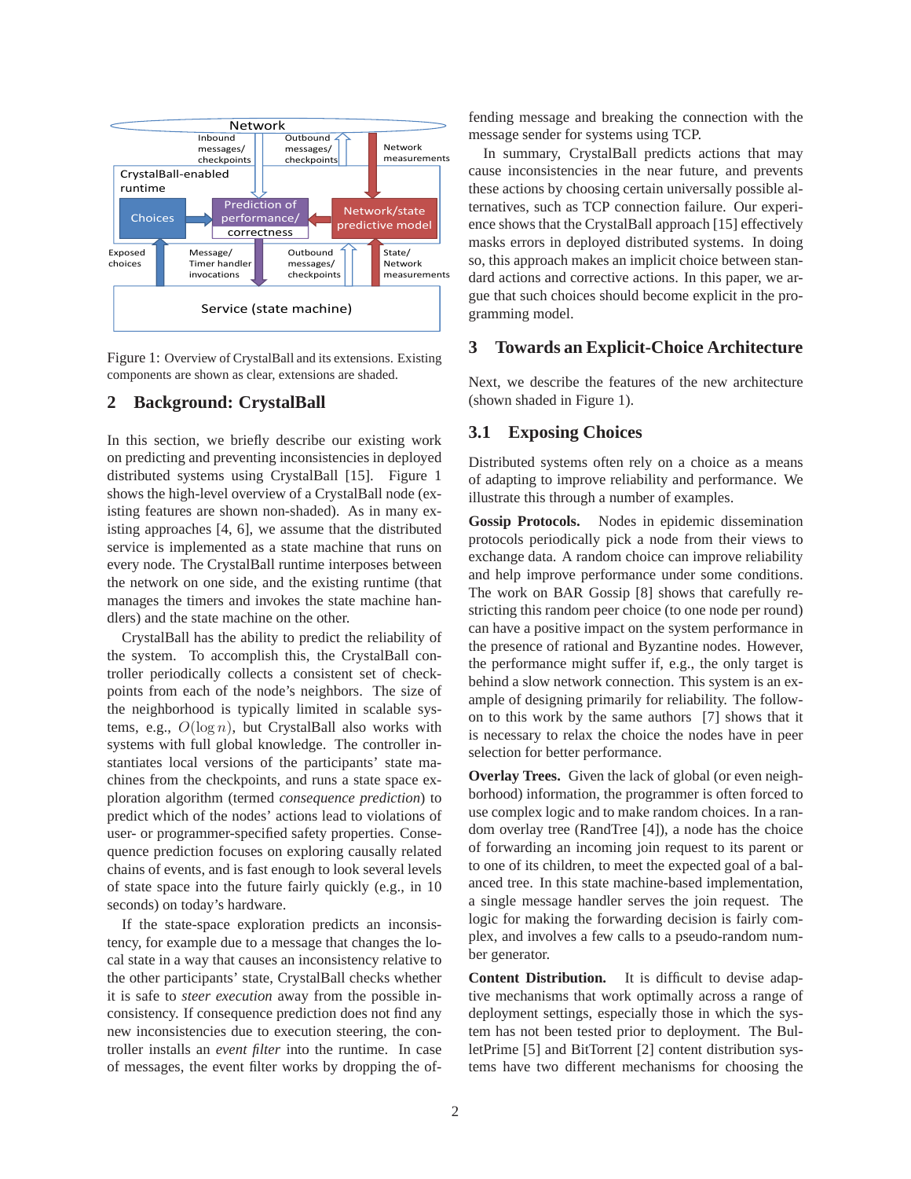Figure 1: Overview of CrystalBall and its extensions. Existing components are shown as clear, extensions are shaded.

## 2 Background: CrystalBall

In this section, we briefly describe our existing work on predicting and preventing inconsistencies in deployed distributed systems using CrystalBall [15]. Figure 1 shows the high-level overview of a CrystalBall node (existing features are shown non-shaded). As in many existing approaches [4, 6], we assume that the distributed service is implemented as a state machine that runs on every node. The CrystalBall runtime interposes between the network on one side, and the existing runtime (that manages the timers and invokes the state machine handlers) and the state machine on the other.

CrystalBall has the ability to predict the reliability of the system. To accomplish this, the CrystalBall controller periodically collects a consistent set of checkpoints from each of the node's neighbors. The size of the neighborhood is typically limited in scalable systems, e.g., $O(\log n)$, but CrystalBall also works with systems with full global knowledge. The controller instantiates local versions of the participants' state machines from the checkpoints, and runs a state space exploration algorithm (termed *consequence prediction*) to predict which of the nodes' actions lead to violations of user- or programmer-specified safety properties. Consequence prediction focuses on exploring causally related chains of events, and is fast enough to look several levels of state space into the future fairly quickly (e.g., in 10 seconds) on today's hardware.

If the state-space exploration predicts an inconsistency, for example due to a message that changes the local state in a way that causes an inconsistency relative to the other participants' state, CrystalBall checks whether it is safe to *steer execution* away from the possible inconsistency. If consequence prediction does not find any new inconsistencies due to execution steering, the controller installs an *event filter* into the runtime. In case of messages, the event filter works by dropping the offending message and breaking the connection with the message sender for systems using TCP.

In summary, CrystalBall predicts actions that may cause inconsistencies in the near future, and prevents these actions by choosing certain universally possible alternatives, such as TCP connection failure. Our experience shows that the CrystalBall approach [15] effectively masks errors in deployed distributed systems. In doing so, this approach makes an implicit choice between standard actions and corrective actions. In this paper, we argue that such choices should become explicit in the programming model.

## 3 Towards an Explicit-Choice Architecture

Next, we describe the features of the new architecture (shown shaded in Figure 1).

### 3.1 Exposing Choices

Distributed systems often rely on a choice as a means of adapting to improve reliability and performance. We illustrate this through a number of examples.

**Gossip Protocols.** Nodes in epidemic dissemination protocols periodically pick a node from their views to exchange data. A random choice can improve reliability and help improve performance under some conditions. The work on BAR Gossip [8] shows that carefully restricting this random peer choice (to one node per round) can have a positive impact on the system performance in the presence of rational and Byzantine nodes. However, the performance might suffer if, e.g., the only target is behind a slow network connection. This system is an example of designing primarily for reliability. The follow-on to this work by the same authors [7] shows that it is necessary to relax the choice the nodes have in peer selection for better performance.

**Overlay Trees.** Given the lack of global (or even neighborhood) information, the programmer is often forced to use complex logic and to make random choices. In a random overlay tree (RandTree [4]), a node has the choice of forwarding an incoming join request to its parent or to one of its children, to meet the expected goal of a balanced tree. In this state machine-based implementation, a single message handler serves the join request. The logic for making the forwarding decision is fairly complex, and involves a few calls to a pseudo-random number generator.

**Content Distribution.** It is difficult to devise adaptive mechanisms that work optimally across a range of deployment settings, especially those in which the system has not been tested prior to deployment. The BulletPrime [5] and BitTorrent [2] content distribution systems have two different mechanisms for choosing the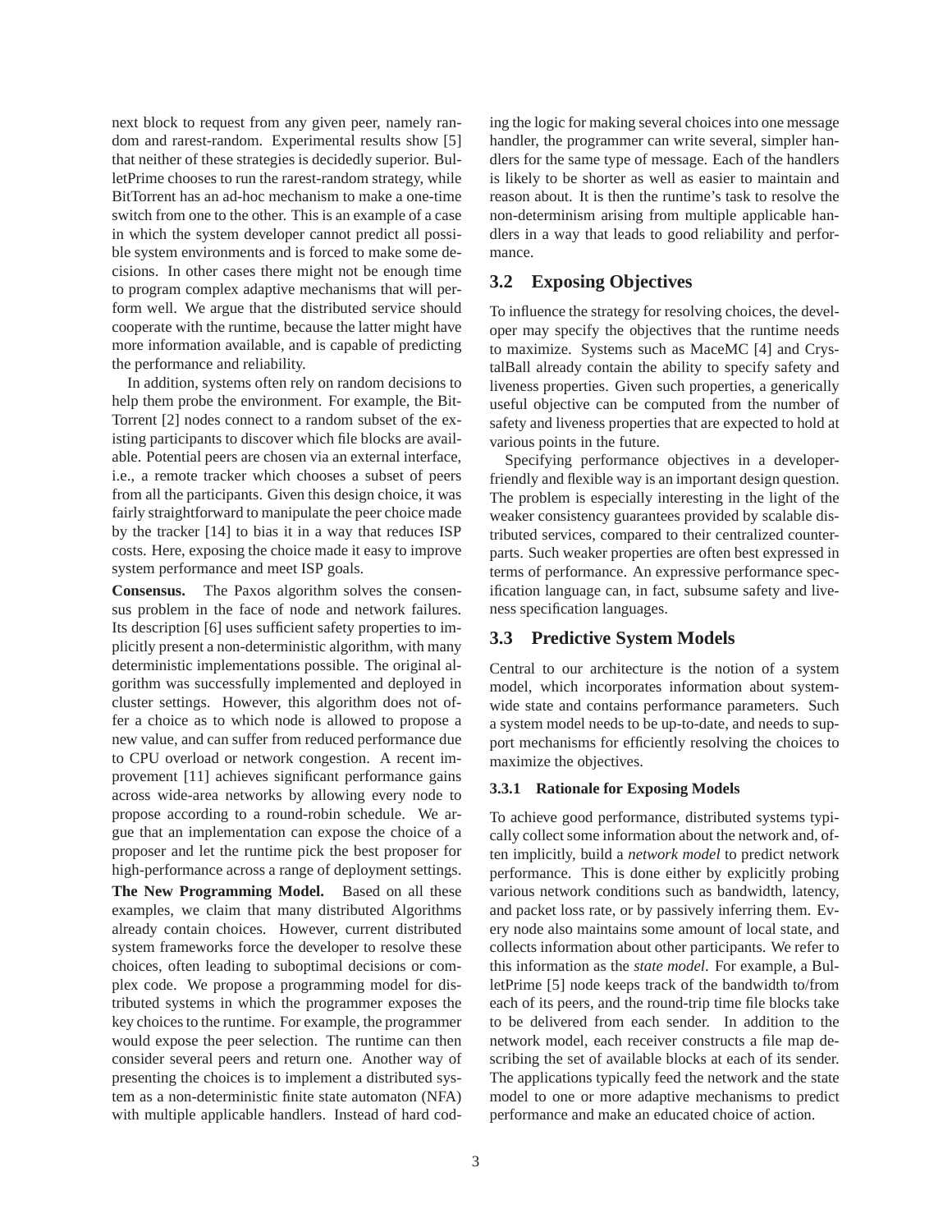next block to request from any given peer, namely random and rarest-random. Experimental results show [5] that neither of these strategies is decidedly superior. BulletPrime chooses to run the rarest-random strategy, while BitTorrent has an ad-hoc mechanism to make a one-time switch from one to the other. This is an example of a case in which the system developer cannot predict all possible system environments and is forced to make some decisions. In other cases there might not be enough time to program complex adaptive mechanisms that will perform well. We argue that the distributed service should cooperate with the runtime, because the latter might have more information available, and is capable of predicting the performance and reliability.

In addition, systems often rely on random decisions to help them probe the environment. For example, the BitTorrent [2] nodes connect to a random subset of the existing participants to discover which file blocks are available. Potential peers are chosen via an external interface, i.e., a remote tracker which chooses a subset of peers from all the participants. Given this design choice, it was fairly straightforward to manipulate the peer choice made by the tracker [14] to bias it in a way that reduces ISP costs. Here, exposing the choice made it easy to improve system performance and meet ISP goals.

**Consensus.** The Paxos algorithm solves the consensus problem in the face of node and network failures. Its description [6] uses sufficient safety properties to implicitly present a non-deterministic algorithm, with many deterministic implementations possible. The original algorithm was successfully implemented and deployed in cluster settings. However, this algorithm does not offer a choice as to which node is allowed to propose a new value, and can suffer from reduced performance due to CPU overload or network congestion. A recent improvement [11] achieves significant performance gains across wide-area networks by allowing every node to propose according to a round-robin schedule. We argue that an implementation can expose the choice of a proposer and let the runtime pick the best proposer for high-performance across a range of deployment settings.

**The New Programming Model.** Based on all these examples, we claim that many distributed Algorithms already contain choices. However, current distributed system frameworks force the developer to resolve these choices, often leading to suboptimal decisions or complex code. We propose a programming model for distributed systems in which the programmer exposes the key choices to the runtime. For example, the programmer would expose the peer selection. The runtime can then consider several peers and return one. Another way of presenting the choices is to implement a distributed system as a non-deterministic finite state automaton (NFA) with multiple applicable handlers. Instead of hard coding the logic for making several choices into one message handler, the programmer can write several, simpler handlers for the same type of message. Each of the handlers is likely to be shorter as well as easier to maintain and reason about. It is then the runtime's task to resolve the non-determinism arising from multiple applicable handlers in a way that leads to good reliability and performance.

## 3.2 Exposing Objectives

To influence the strategy for resolving choices, the developer may specify the objectives that the runtime needs to maximize. Systems such as MaceMC [4] and CrystalBall already contain the ability to specify safety and liveness properties. Given such properties, a generically useful objective can be computed from the number of safety and liveness properties that are expected to hold at various points in the future.

Specifying performance objectives in a developer-friendly and flexible way is an important design question. The problem is especially interesting in the light of the weaker consistency guarantees provided by scalable distributed services, compared to their centralized counterparts. Such weaker properties are often best expressed in terms of performance. An expressive performance specification language can, in fact, subsume safety and liveness specification languages.

## 3.3 Predictive System Models

Central to our architecture is the notion of a system model, which incorporates information about system-wide state and contains performance parameters. Such a system model needs to be up-to-date, and needs to support mechanisms for efficiently resolving the choices to maximize the objectives.

### 3.3.1 Rationale for Exposing Models

To achieve good performance, distributed systems typically collect some information about the network and, often implicitly, build a *network model* to predict network performance. This is done either by explicitly probing various network conditions such as bandwidth, latency, and packet loss rate, or by passively inferring them. Every node also maintains some amount of local state, and collects information about other participants. We refer to this information as the *state model*. For example, a BulletPrime [5] node keeps track of the bandwidth to/from each of its peers, and the round-trip time file blocks take to be delivered from each sender. In addition to the network model, each receiver constructs a file map describing the set of available blocks at each of its sender. The applications typically feed the network and the state model to one or more adaptive mechanisms to predict performance and make an educated choice of action.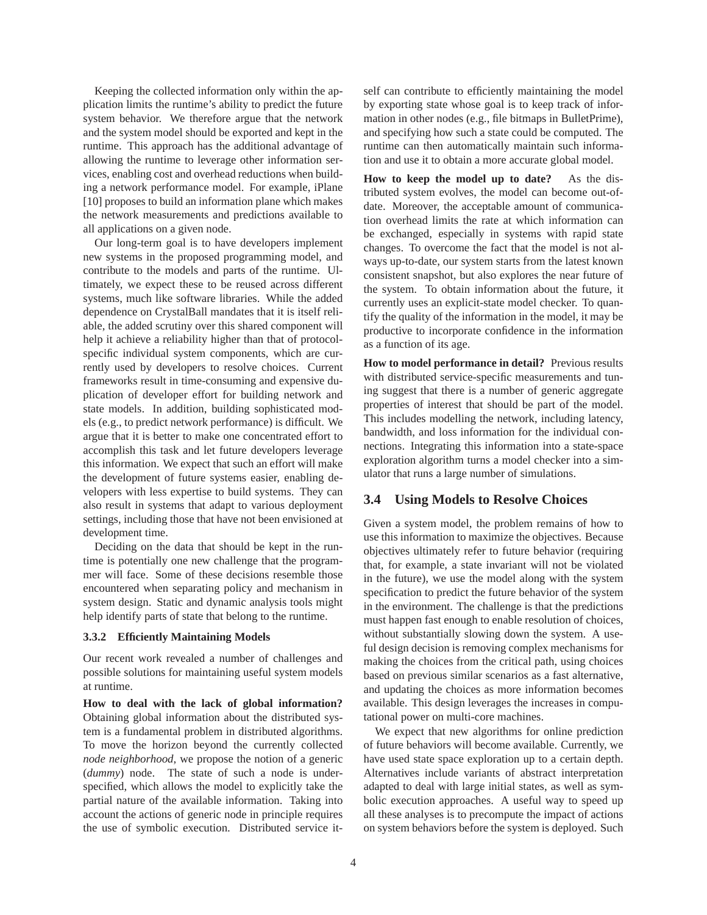Keeping the collected information only within the application limits the runtime's ability to predict the future system behavior. We therefore argue that the network and the system model should be exported and kept in the runtime. This approach has the additional advantage of allowing the runtime to leverage other information services, enabling cost and overhead reductions when building a network performance model. For example, iPlane [10] proposes to build an information plane which makes the network measurements and predictions available to all applications on a given node.

Our long-term goal is to have developers implement new systems in the proposed programming model, and contribute to the models and parts of the runtime. Ultimately, we expect these to be reused across different systems, much like software libraries. While the added dependence on CrystalBall mandates that it is itself reliable, the added scrutiny over this shared component will help it achieve a reliability higher than that of protocol-specific individual system components, which are currently used by developers to resolve choices. Current frameworks result in time-consuming and expensive duplication of developer effort for building network and state models. In addition, building sophisticated models (e.g., to predict network performance) is difficult. We argue that it is better to make one concentrated effort to accomplish this task and let future developers leverage this information. We expect that such an effort will make the development of future systems easier, enabling developers with less expertise to build systems. They can also result in systems that adapt to various deployment settings, including those that have not been envisioned at development time.

Deciding on the data that should be kept in the runtime is potentially one new challenge that the programmer will face. Some of these decisions resemble those encountered when separating policy and mechanism in system design. Static and dynamic analysis tools might help identify parts of state that belong to the runtime.

#### 3.3.2 Efficiently Maintaining Models

Our recent work revealed a number of challenges and possible solutions for maintaining useful system models at runtime.

**How to deal with the lack of global information?** Obtaining global information about the distributed system is a fundamental problem in distributed algorithms. To move the horizon beyond the currently collected *node neighborhood*, we propose the notion of a generic (*dummy*) node. The state of such a node is underspecified, which allows the model to explicitly take the partial nature of the available information. Taking into account the actions of generic node in principle requires the use of symbolic execution. Distributed service itself can contribute to efficiently maintaining the model by exporting state whose goal is to keep track of information in other nodes (e.g., file bitmaps in BulletPrime), and specifying how such a state could be computed. The runtime can then automatically maintain such information and use it to obtain a more accurate global model.

**How to keep the model up to date?** As the distributed system evolves, the model can become out-of-date. Moreover, the acceptable amount of communication overhead limits the rate at which information can be exchanged, especially in systems with rapid state changes. To overcome the fact that the model is not always up-to-date, our system starts from the latest known consistent snapshot, but also explores the near future of the system. To obtain information about the future, it currently uses an explicit-state model checker. To quantify the quality of the information in the model, it may be productive to incorporate confidence in the information as a function of its age.

**How to model performance in detail?** Previous results with distributed service-specific measurements and tuning suggest that there is a number of generic aggregate properties of interest that should be part of the model. This includes modelling the network, including latency, bandwidth, and loss information for the individual connections. Integrating this information into a state-space exploration algorithm turns a model checker into a simulator that runs a large number of simulations.

### 3.4 Using Models to Resolve Choices

Given a system model, the problem remains of how to use this information to maximize the objectives. Because objectives ultimately refer to future behavior (requiring that, for example, a state invariant will not be violated in the future), we use the model along with the system specification to predict the future behavior of the system in the environment. The challenge is that the predictions must happen fast enough to enable resolution of choices, without substantially slowing down the system. A useful design decision is removing complex mechanisms for making the choices from the critical path, using choices based on previous similar scenarios as a fast alternative, and updating the choices as more information becomes available. This design leverages the increases in computational power on multi-core machines.

We expect that new algorithms for online prediction of future behaviors will become available. Currently, we have used state space exploration up to a certain depth. Alternatives include variants of abstract interpretation adapted to deal with large initial states, as well as symbolic execution approaches. A useful way to speed up all these analyses is to precompute the impact of actions on system behaviors before the system is deployed. Such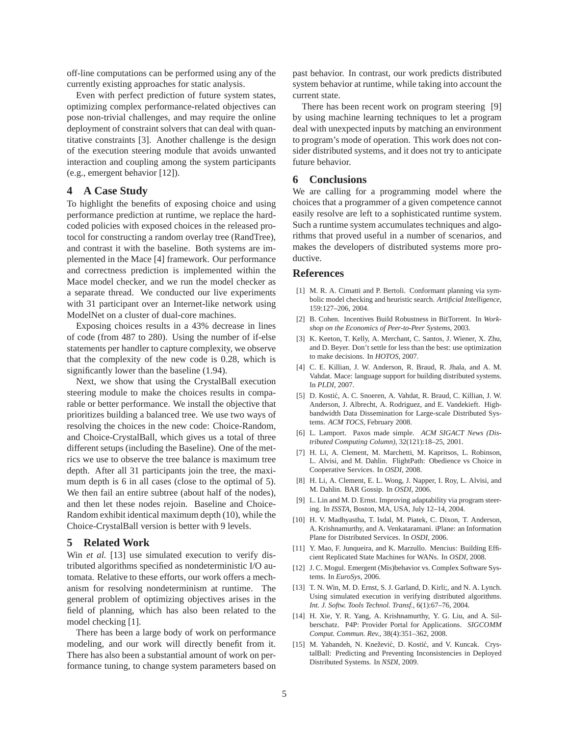off-line computations can be performed using any of the currently existing approaches for static analysis.

Even with perfect prediction of future system states, optimizing complex performance-related objectives can pose non-trivial challenges, and may require the online deployment of constraint solvers that can deal with quantitative constraints [3]. Another challenge is the design of the execution steering module that avoids unwanted interaction and coupling among the system participants (e.g., emergent behavior [12]).

## 4 A Case Study

To highlight the benefits of exposing choice and using performance prediction at runtime, we replace the hard-coded policies with exposed choices in the released protocol for constructing a random overlay tree (RandTree), and contrast it with the baseline. Both systems are implemented in the Mace [4] framework. Our performance and correctness prediction is implemented within the Mace model checker, and we run the model checker as a separate thread. We conducted our live experiments with 31 participant over an Internet-like network using ModelNet on a cluster of dual-core machines.

Exposing choices results in a 43% decrease in lines of code (from 487 to 280). Using the number of if-else statements per handler to capture complexity, we observe that the complexity of the new code is 0.28, which is significantly lower than the baseline (1.94).

Next, we show that using the CrystalBall execution steering module to make the choices results in comparable or better performance. We install the objective that prioritizes building a balanced tree. We use two ways of resolving the choices in the new code: Choice-Random, and Choice-CrystalBall, which gives us a total of three different setups (including the Baseline). One of the metrics we use to observe the tree balance is maximum tree depth. After all 31 participants join the tree, the maximum depth is 6 in all cases (close to the optimal of 5). We then fail an entire subtree (about half of the nodes), and then let these nodes rejoin. Baseline and Choice-Random exhibit identical maximum depth (10), while the Choice-CrystalBall version is better with 9 levels.

## 5 Related Work

Win *et al.* [13] use simulated execution to verify distributed algorithms specified as nondeterministic I/O automata. Relative to these efforts, our work offers a mechanism for resolving nondeterminism at runtime. The general problem of optimizing objectives arises in the field of planning, which has also been related to the model checking [1].

There has been a large body of work on performance modeling, and our work will directly benefit from it. There has also been a substantial amount of work on performance tuning, to change system parameters based on past behavior. In contrast, our work predicts distributed system behavior at runtime, while taking into account the current state.

There has been recent work on program steering [9] by using machine learning techniques to let a program deal with unexpected inputs by matching an environment to program's mode of operation. This work does not consider distributed systems, and it does not try to anticipate future behavior.

## 6 Conclusions

We are calling for a programming model where the choices that a programmer of a given competence cannot easily resolve are left to a sophisticated runtime system. Such a runtime system accumulates techniques and algorithms that proved useful in a number of scenarios, and makes the developers of distributed systems more productive.

## References

[1] M. R. A. Cimatti and P. Bertoli. Conformant planning via symbolic model checking and heuristic search. *Artificial Intelligence*, 159:127–206, 2004.

[2] B. Cohen. Incentives Build Robustness in BitTorrent. In *Workshop on the Economics of Peer-to-Peer Systems*, 2003.

[3] K. Keeton, T. Kelly, A. Merchant, C. Santos, J. Wiener, X. Zhu, and D. Beyer. Don't settle for less than the best: use optimization to make decisions. In *HOTOS*, 2007.

[4] C. E. Killian, J. W. Anderson, R. Braud, R. Jhala, and A. M. Vahdat. Mace: language support for building distributed systems. In *PLDI*, 2007.

[5] D. Kostić, A. C. Snoeren, A. Vahdat, R. Braud, C. Killian, J. W. Anderson, J. Albrecht, A. Rodriguez, and E. Vandekieft. High-bandwidth Data Dissemination for Large-scale Distributed Systems. *ACM TOCS*, February 2008.

[6] L. Lamport. Paxos made simple. *ACM SIGACT News (Distributed Computing Column)*, 32(121):18–25, 2001.

[7] H. Li, A. Clement, M. Marchetti, M. Kapritsos, L. Robinson, L. Alvisi, and M. Dahlin. FlightPath: Obedience vs Choice in Cooperative Services. In *OSDI*, 2008.

[8] H. Li, A. Clement, E. L. Wong, J. Napper, I. Roy, L. Alvisi, and M. Dahlin. BAR Gossip. In *OSDI*, 2006.

[9] L. Lin and M. D. Ernst. Improving adaptability via program steering. In *ISSTA*, Boston, MA, USA, July 12–14, 2004.

[10] H. V. Madhyastha, T. Isdal, M. Piatek, C. Dixon, T. Anderson, A. Krishnamurthy, and A. Venkataramani. iPlane: an Information Plane for Distributed Services. In *OSDI*, 2006.

[11] Y. Mao, F. Junqueira, and K. Marzullo. Mencius: Building Efficient Replicated State Machines for WANs. In *OSDI*, 2008.

[12] J. C. Mogul. Emergent (Mis)behavior vs. Complex Software Systems. In *EuroSys*, 2006.

[13] T. N. Win, M. D. Ernst, S. J. Garland, D. Kirli;, and N. A. Lynch. Using simulated execution in verifying distributed algorithms. *Int. J. Softw. Tools Technol. Transf.*, 6(1):67–76, 2004.

[14] H. Xie, Y. R. Yang, A. Krishnamurthy, Y. G. Liu, and A. Silberschatz. P4P: Provider Portal for Applications. *SIGCOMM Comput. Commun. Rev.*, 38(4):351–362, 2008.

[15] M. Yabandeh, N. Knežević, D. Kostić, and V. Kuncak. CrystalBall: Predicting and Preventing Inconsistencies in Deployed Distributed Systems. In *NSDI*, 2009.